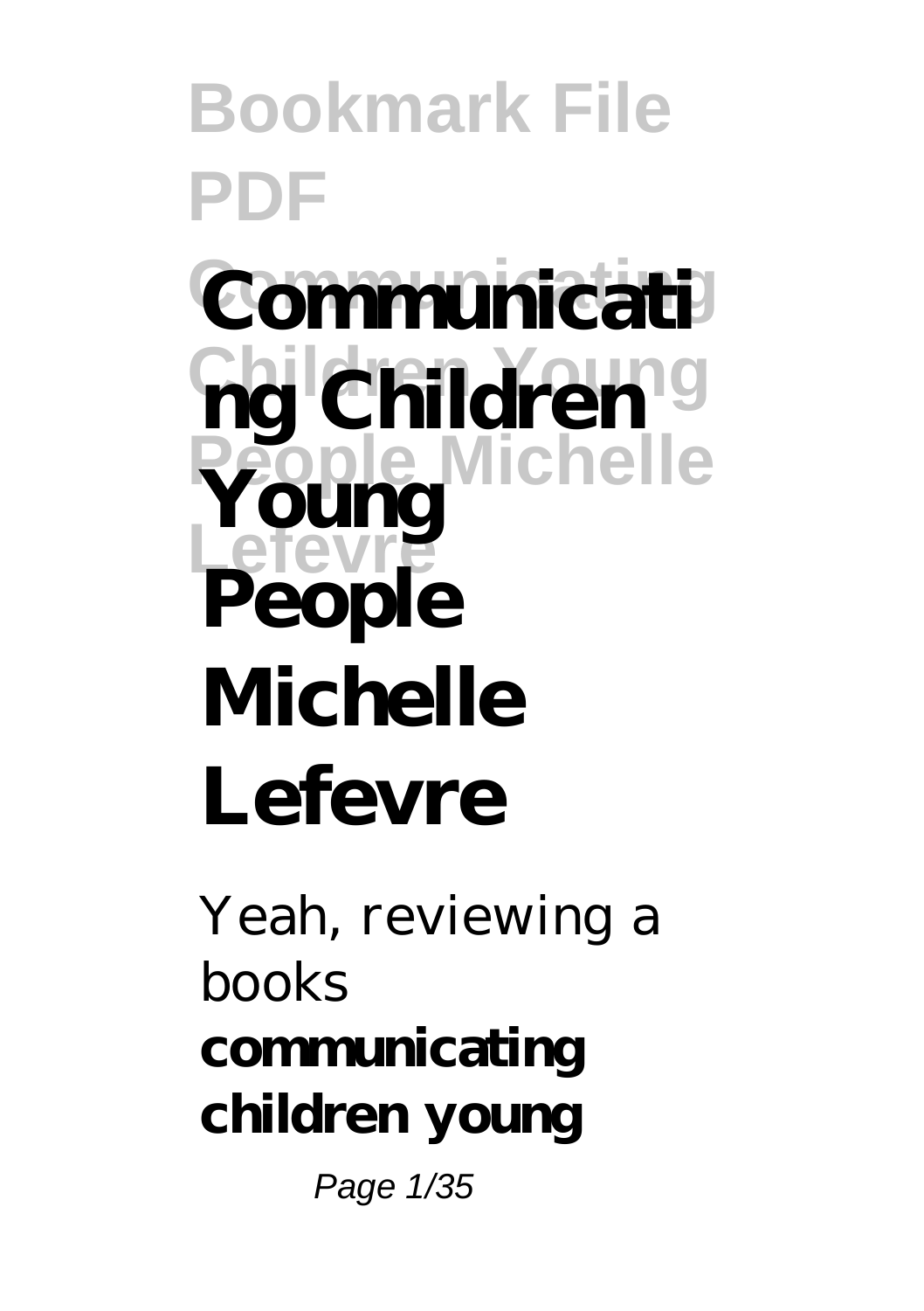# Communicating Children Young People Michelle Lefevre

Yeah, reviewing a books **communicating children young**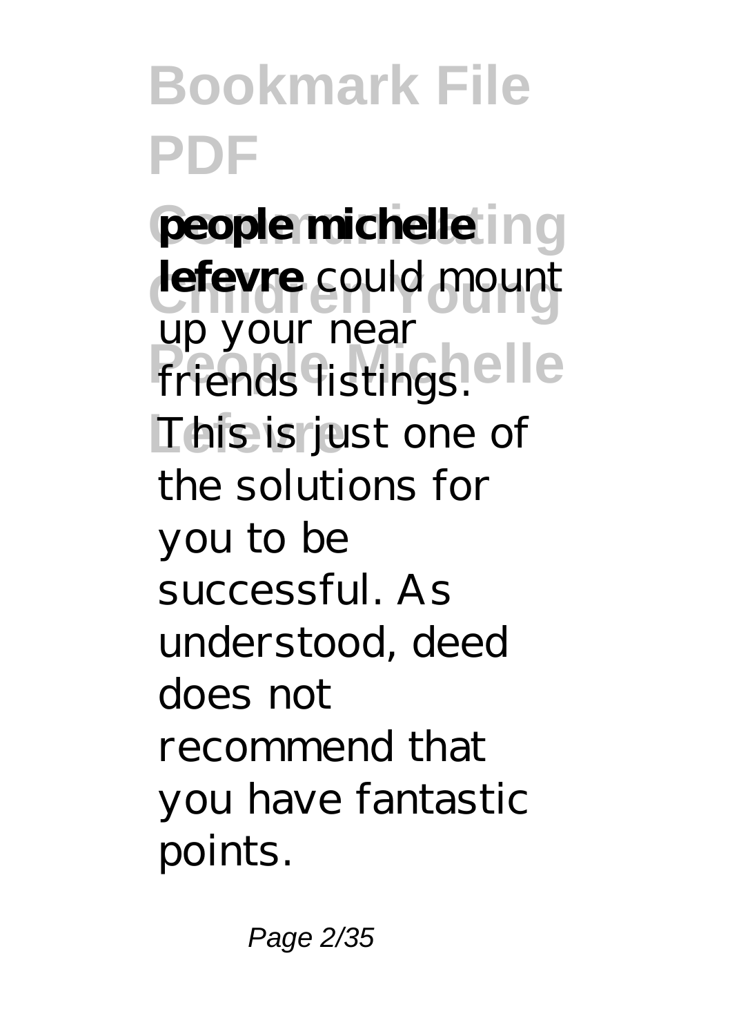**people michelle lefevre** could mount up your near friends listings. This is just one of the solutions for you to be successful. As understood, deed does not recommend that you have fantastic points.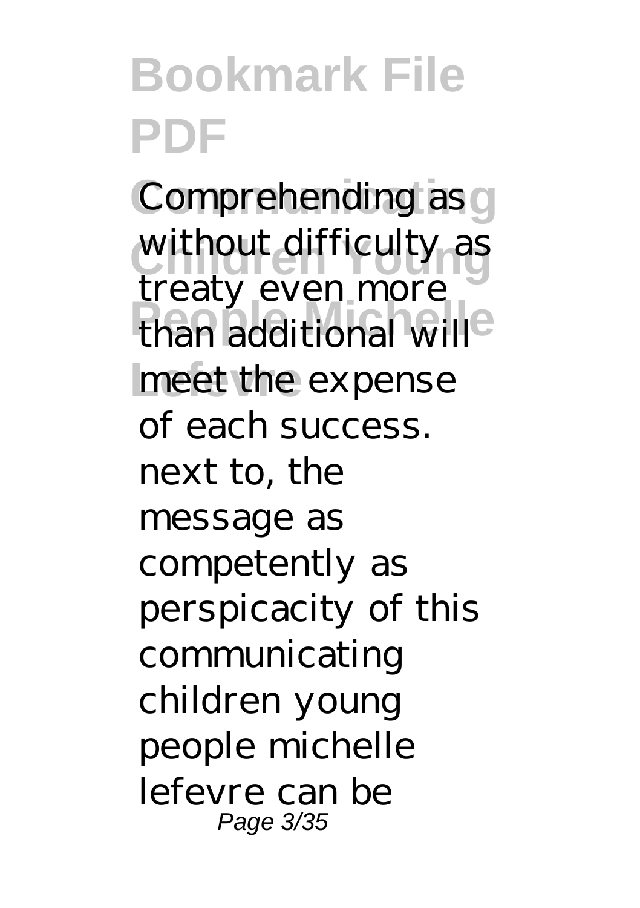Comprehending as without difficulty as treaty even more than additional will meet the expense of each success. next to, the message as competently as perspicacity of this communicating children young people michelle lefevre can be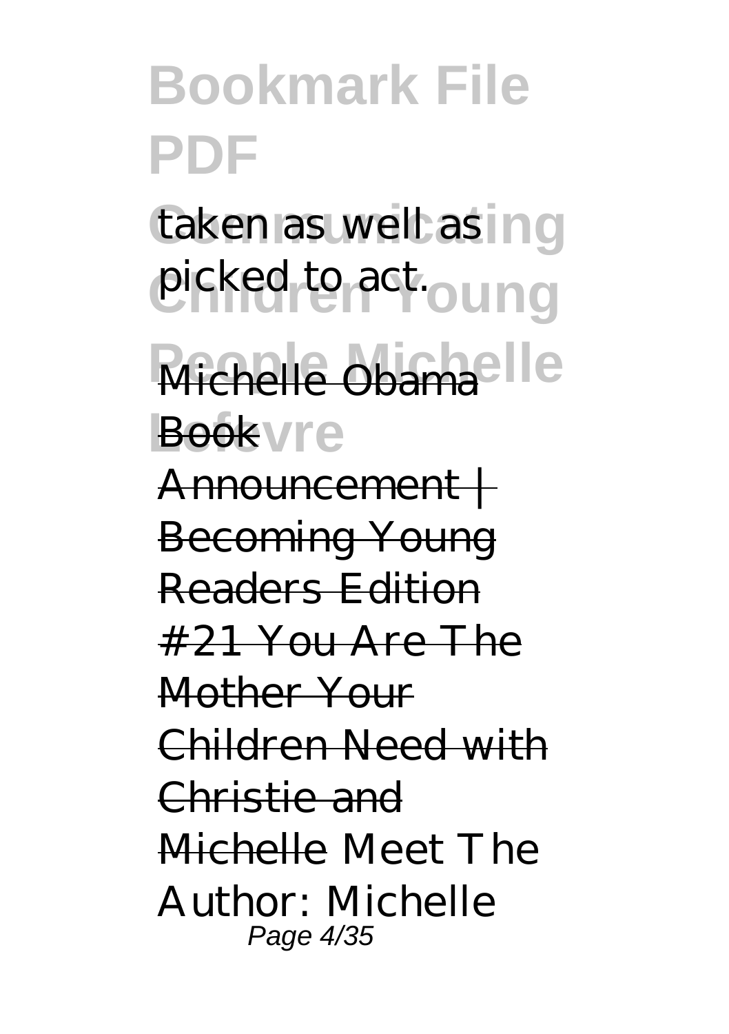taken as well as picked to act.

Michelle Obama Book Announcement | Becoming Young Readers Edition #21 You Are The Mother Your Children Need with Christie and Michelle *Meet The Author: Michelle*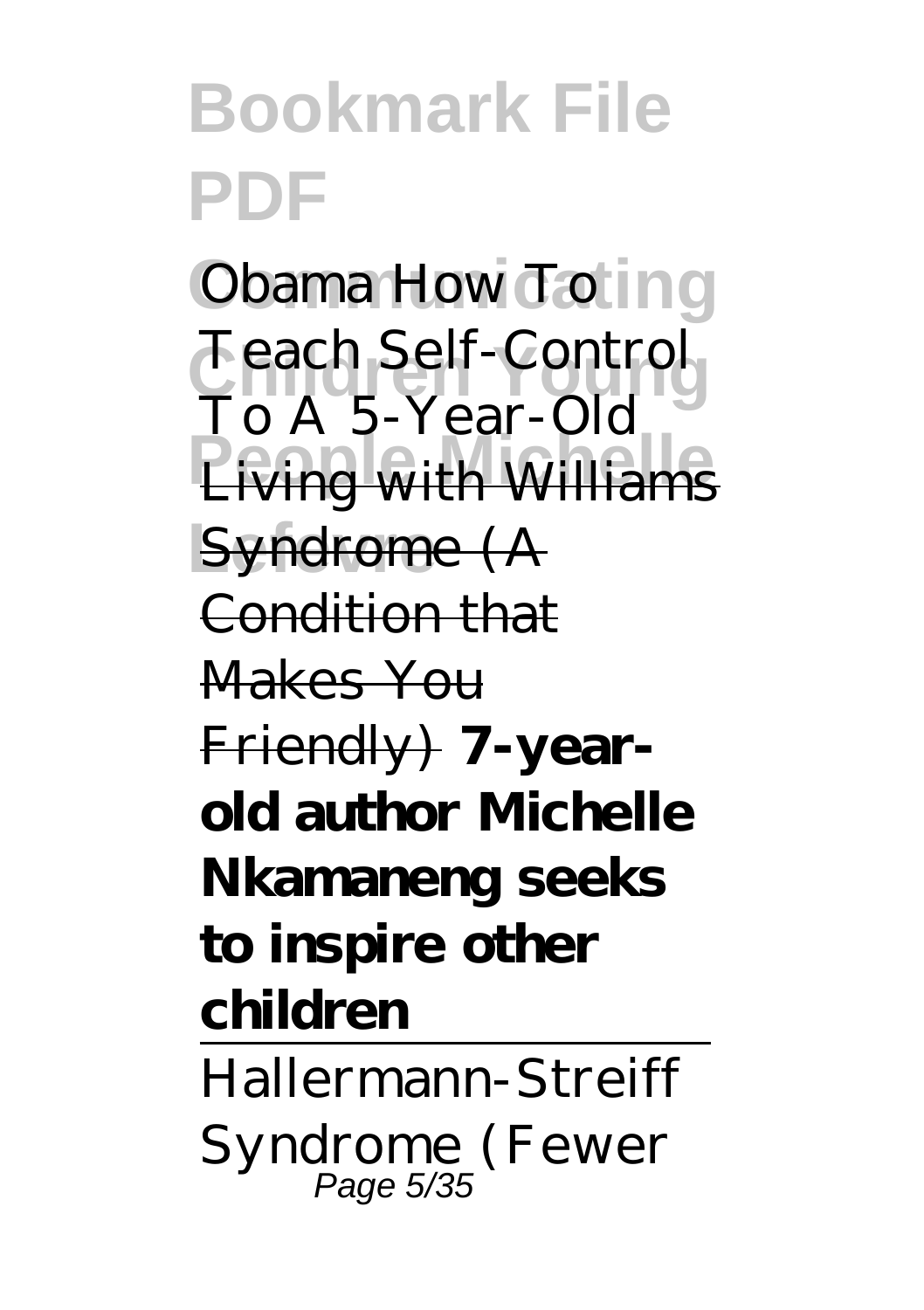*Obama How To Teach Self-Control To A 5-Year-Old* ~~Living with Williams Syndrome (A Condition that Makes You Friendly)~~ **7-year-old author Michelle Nkamaneng seeks to inspire other children**

Hallermann-Streiff Syndrome (Fewer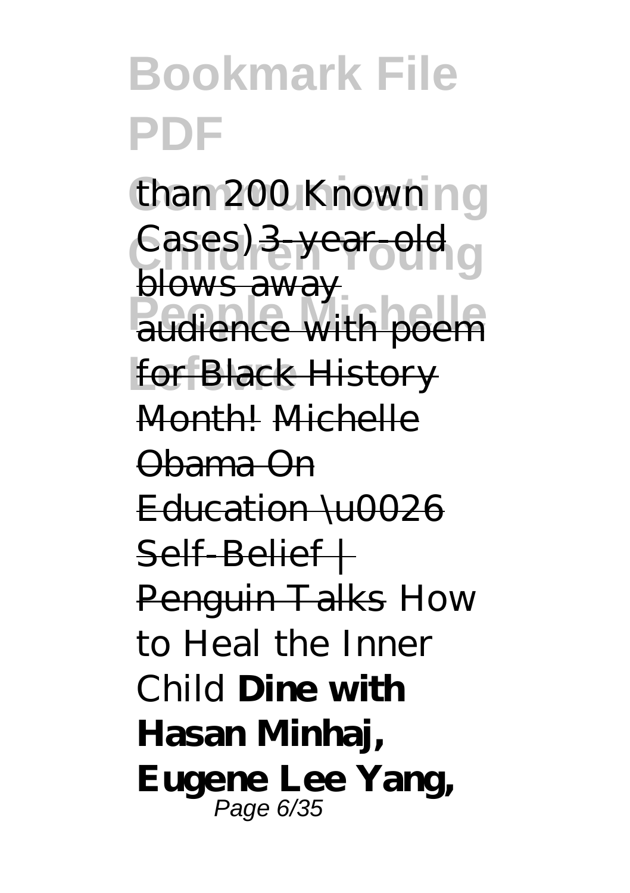than 200 Known Cases) 3-year-old blows away audience with poem for Black History Month! Michelle Obama On Education \u0026 Self-Belief | Penguin Talks *How to Heal the Inner Child* **Dine with Hasan Minhaj, Eugene Lee Yang,**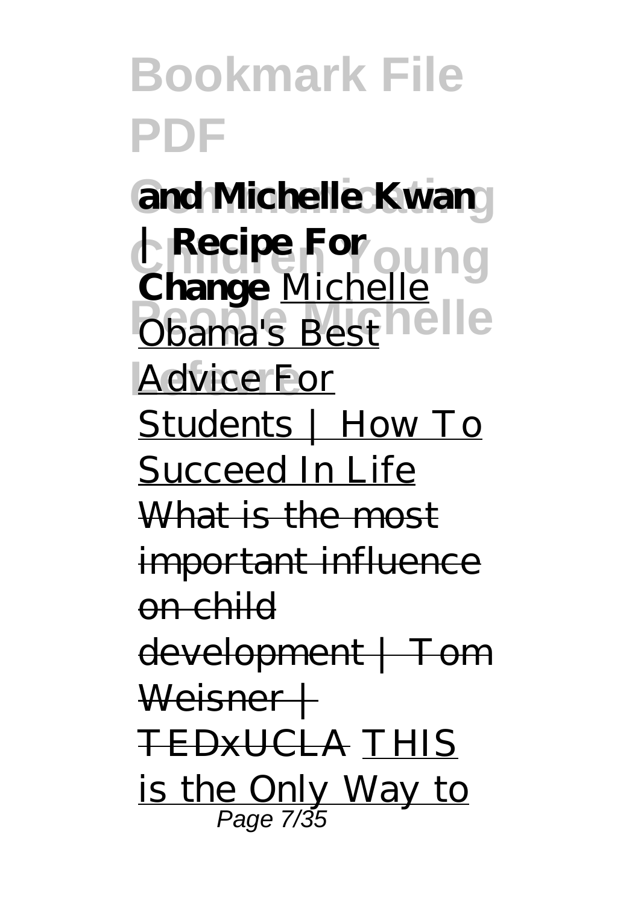**and Michelle Kwan | Recipe For Change** Michelle Obama's Best Advice For Students | How To Succeed In Life ~~What is the most important influence on child development | Tom Weisner | TEDxUCLA~~ THIS is the Only Way to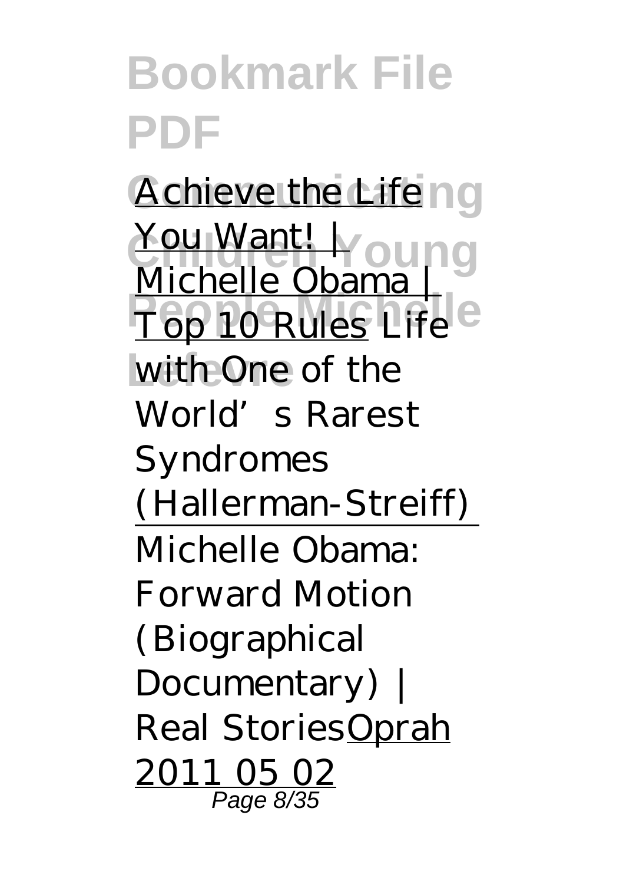Achieve the Life You Want! | Michelle Obama | Top 10 Rules *Life with One of the World's Rarest Syndromes (Hallerman-Streiff)*

*Michelle Obama: Forward Motion (Biographical Documentary) | Real Stories* Oprah 2011 05 02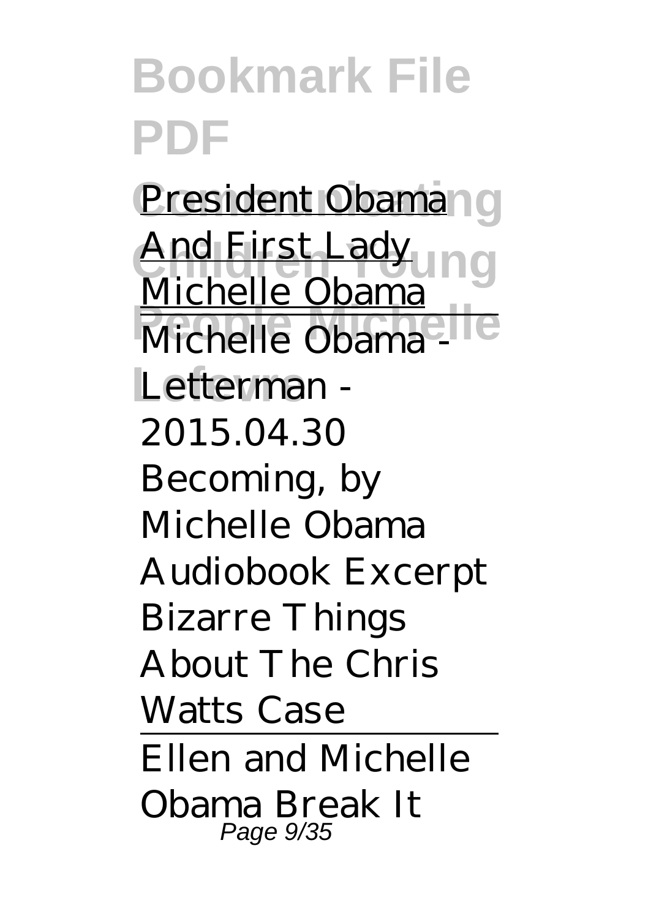President Obama And First Lady Michelle Obama

Michelle Obama - Letterman - 2015.04.30

*Becoming, by Michelle Obama Audiobook Excerpt*

*Bizarre Things About The Chris Watts Case*

Ellen and Michelle Obama Break It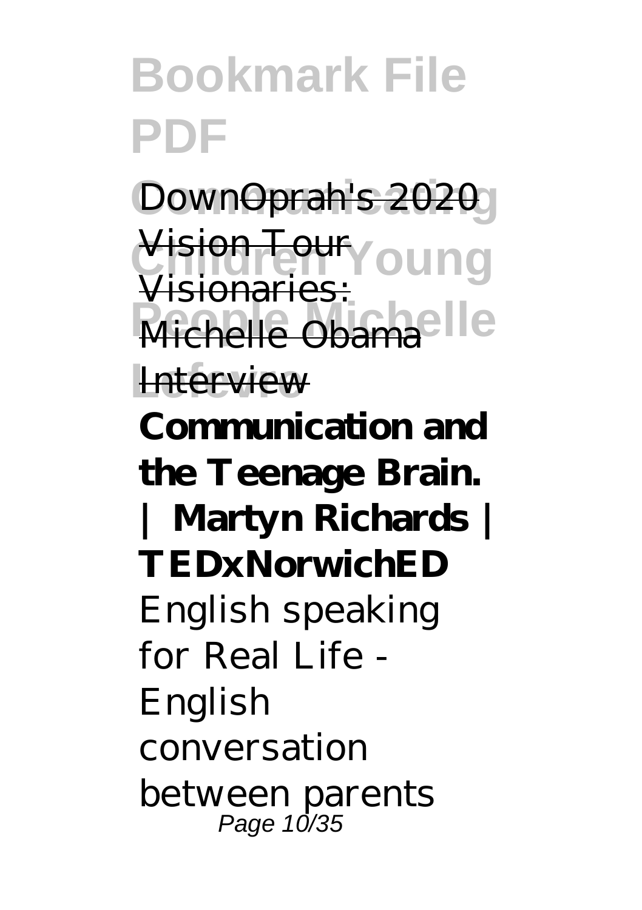DownOprah's 2020 Vision Tour Visionaries: Michelle Obama Interview

**Communication and the Teenage Brain. | Martyn Richards | TEDxNorwichED**

English speaking for Real Life - English conversation between parents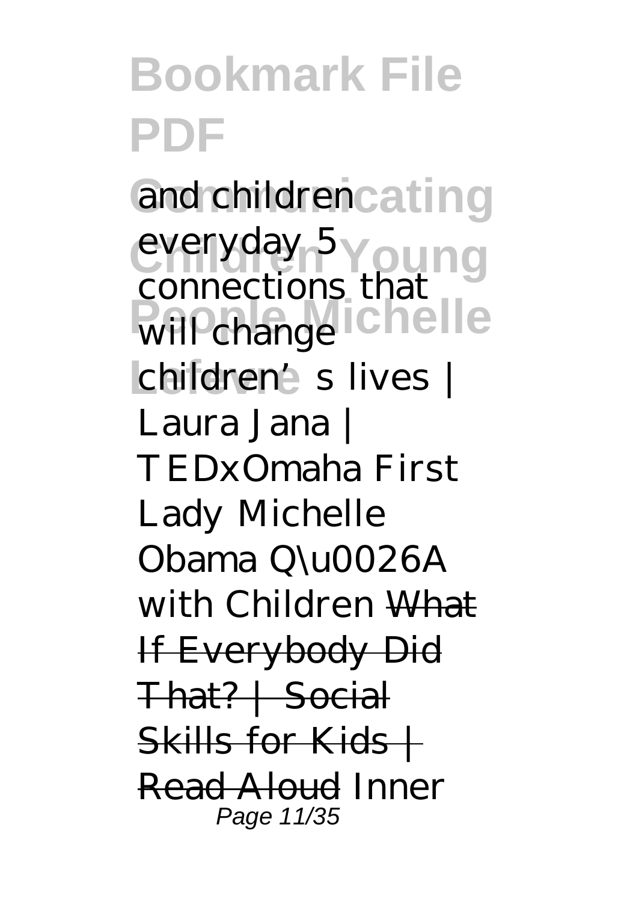*and children everyday 5 connections that will change children's lives | Laura Jana | TEDxOmaha* *First Lady Michelle Obama Q\u0026A with Children* ~~What If Everybody Did That? | Social Skills for Kids | Read Aloud~~ *Inner*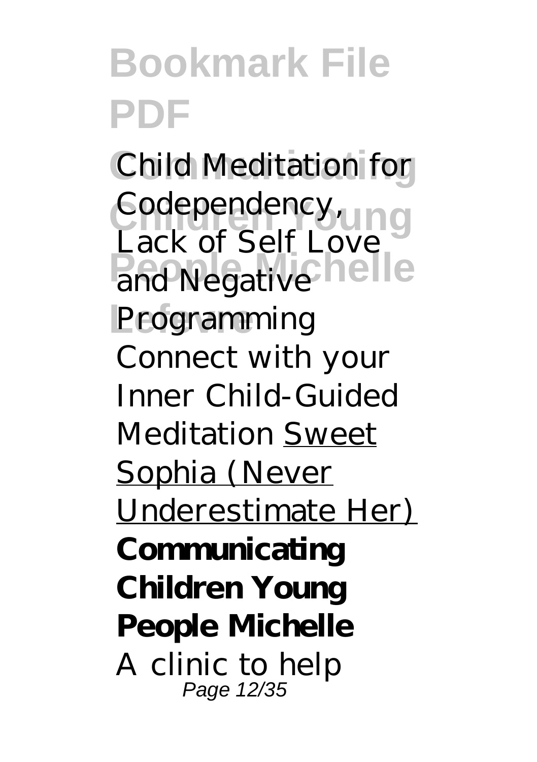*Child Meditation for Codependency, Lack of Self Love and Negative Programming* *Connect with your Inner Child-Guided Meditation* Sweet Sophia (Never Underestimate Her)

**Communicating Children Young People Michelle**

A clinic to help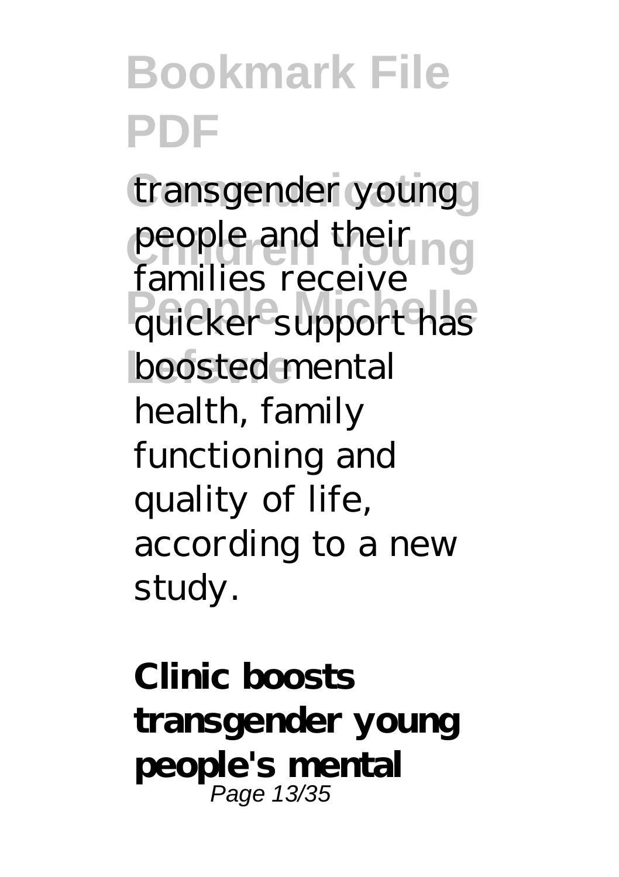transgender young people and their families receive quicker support has boosted mental health, family functioning and quality of life, according to a new study.

**Clinic boosts transgender young people's mental**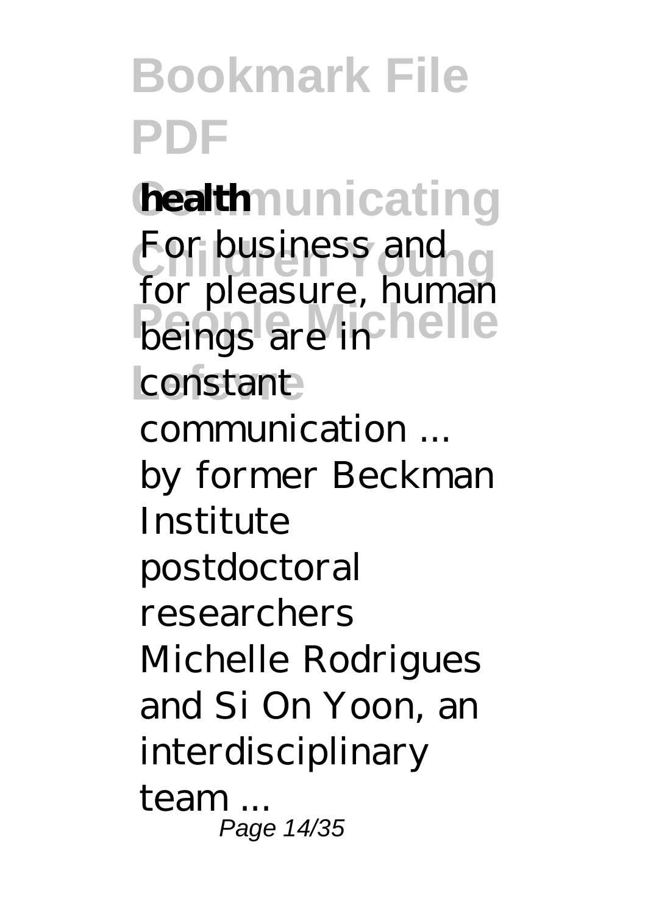**health**

For business and for pleasure, human beings are in constant communication ... by former Beckman Institute postdoctoral researchers Michelle Rodrigues and Si On Yoon, an interdisciplinary team ...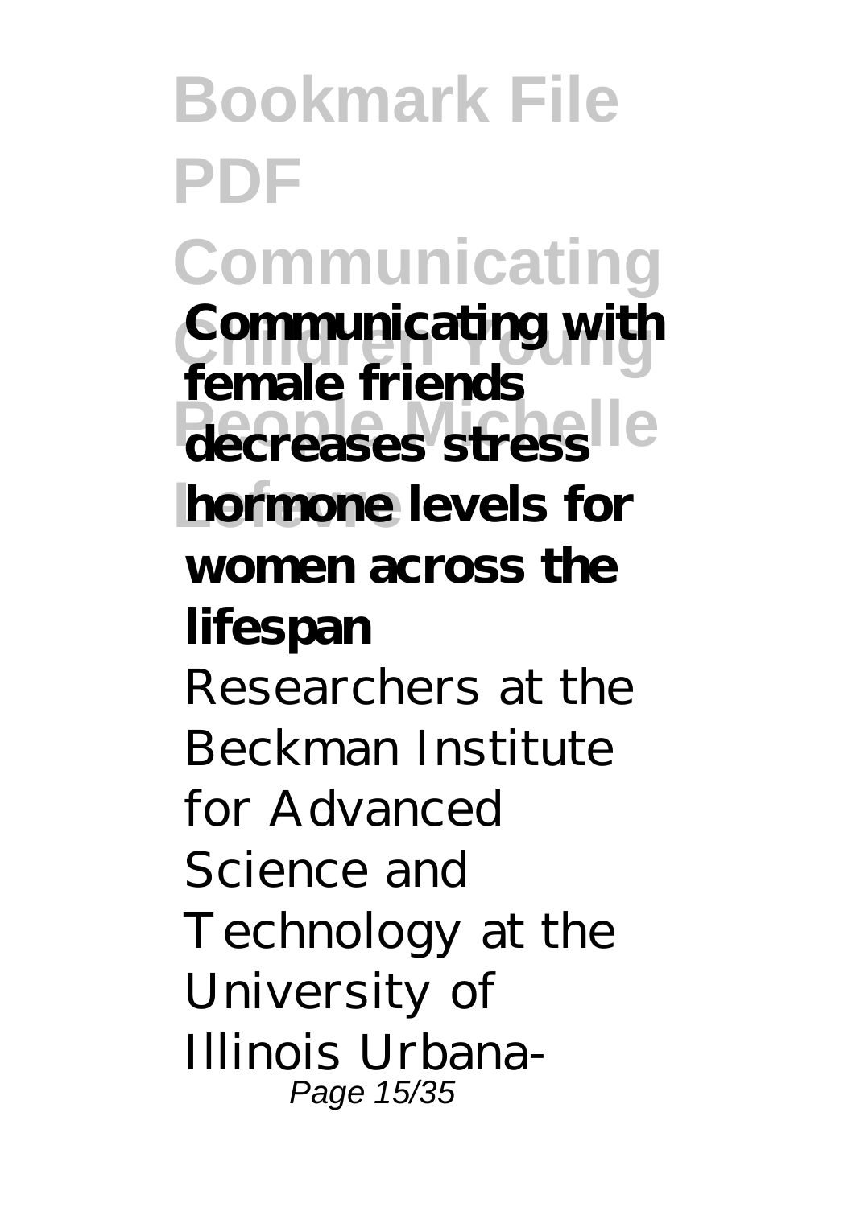**Communicating with female friends decreases stress hormone levels for women across the lifespan**

Researchers at the Beckman Institute for Advanced Science and Technology at the University of Illinois Urbana-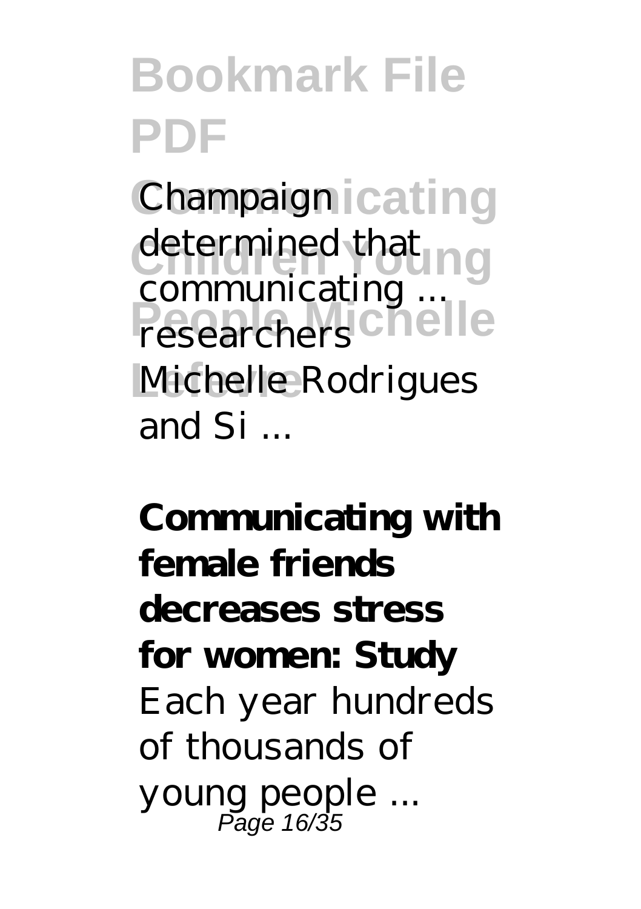Champaign determined that communicating ... researchers Michelle Rodrigues and Si ...

**Communicating with female friends decreases stress for women: Study**

Each year hundreds of thousands of young people ...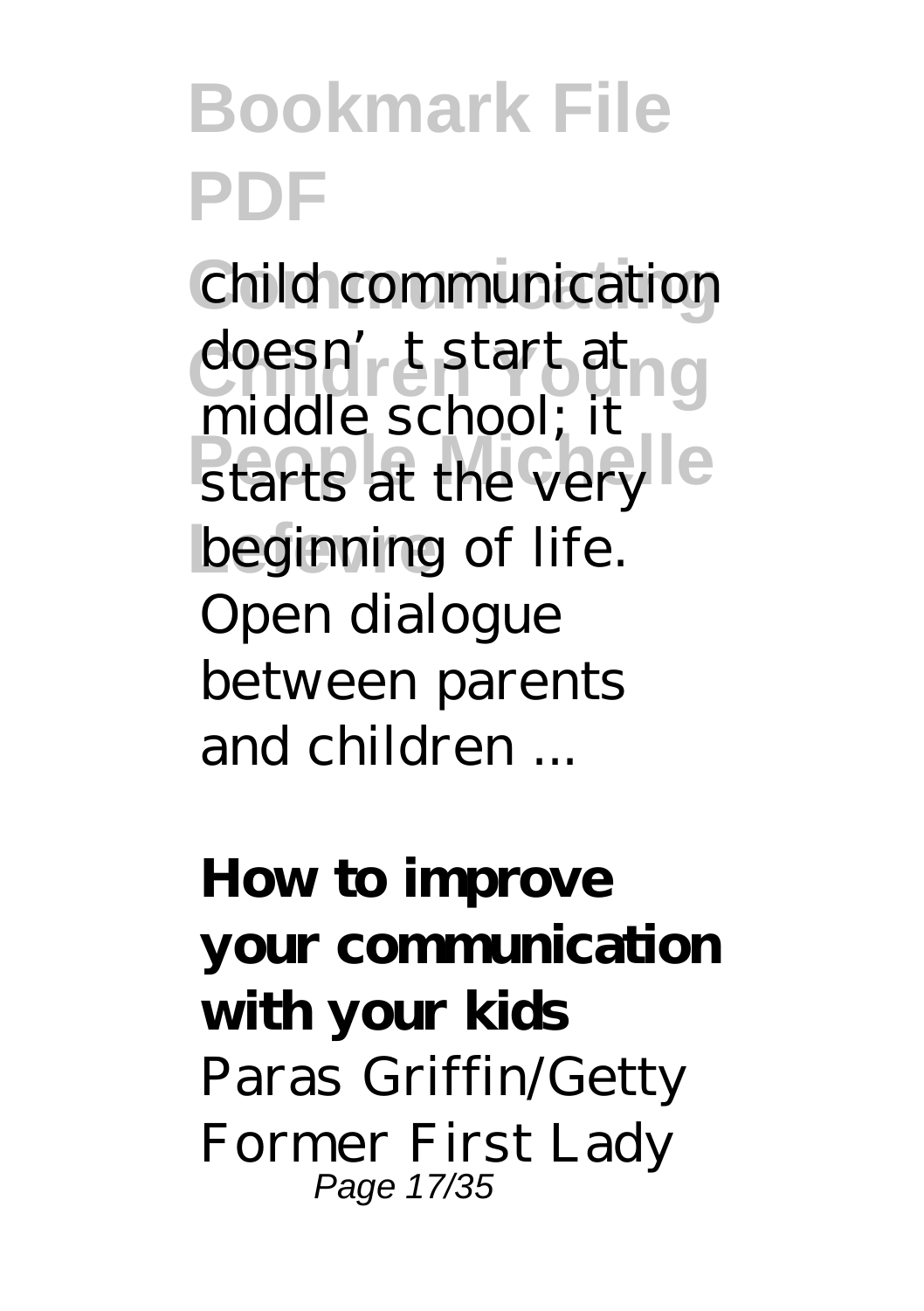child communication doesn't start at middle school; it starts at the very beginning of life. Open dialogue between parents and children ...

**How to improve your communication with your kids**

Paras Griffin/Getty Former First Lady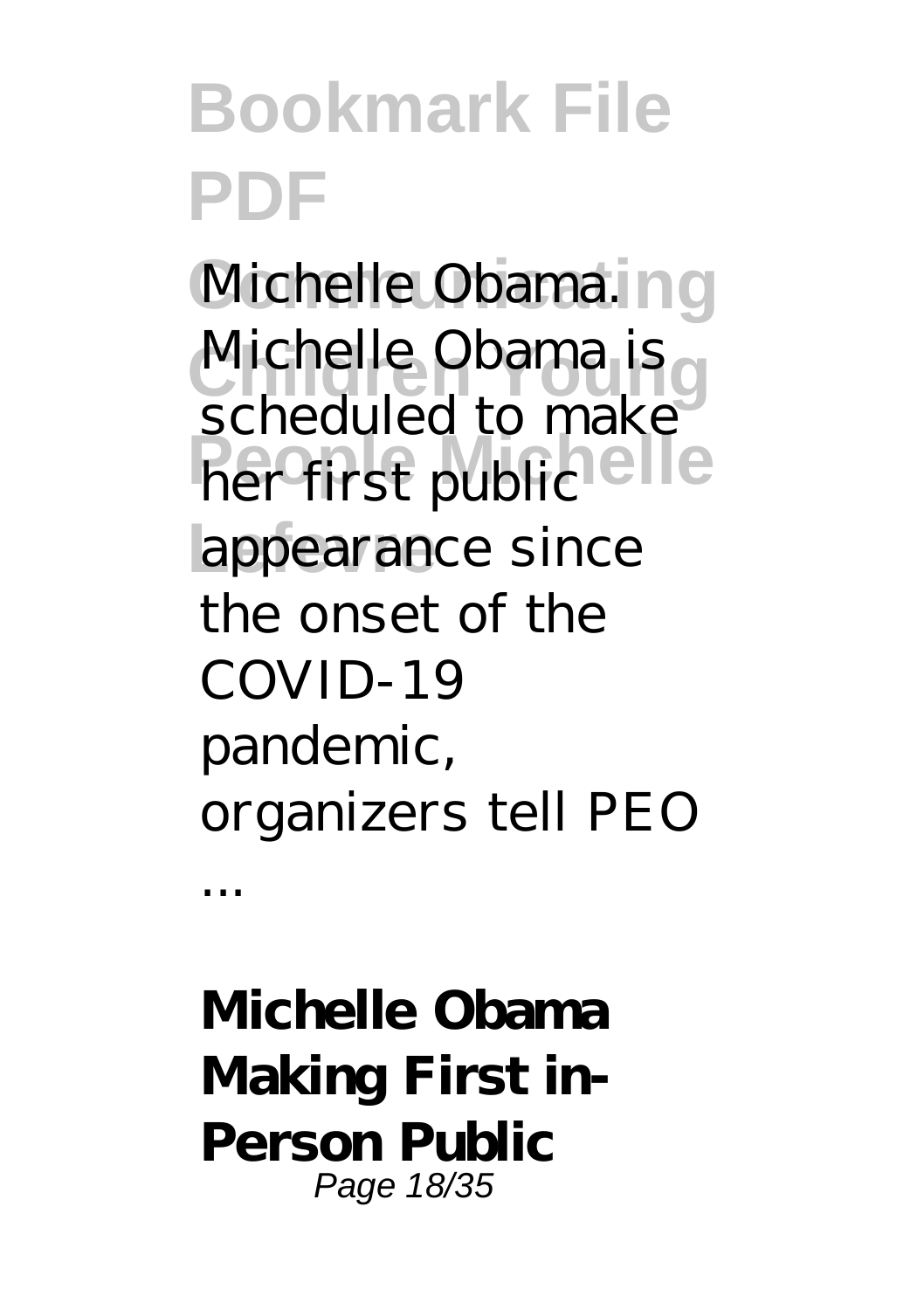Michelle Obama. Michelle Obama is scheduled to make her first public appearance since the onset of the COVID-19 pandemic, organizers tell PEO ...

**Michelle Obama Making First in-Person Public**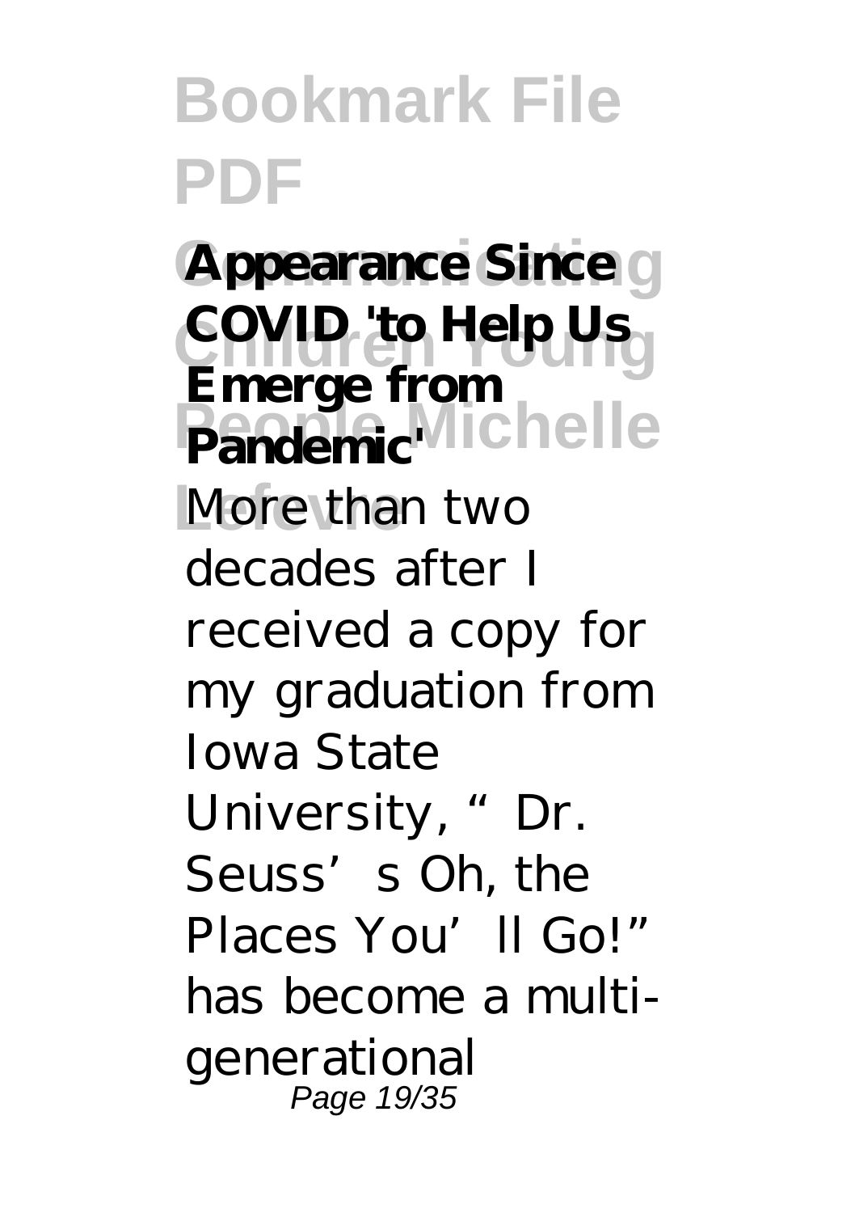**Appearance Since COVID 'to Help Us Emerge from Pandemic'**

More than two decades after I received a copy for my graduation from Iowa State University, "Dr. Seuss's Oh, the Places You'll Go!" has become a multi-generational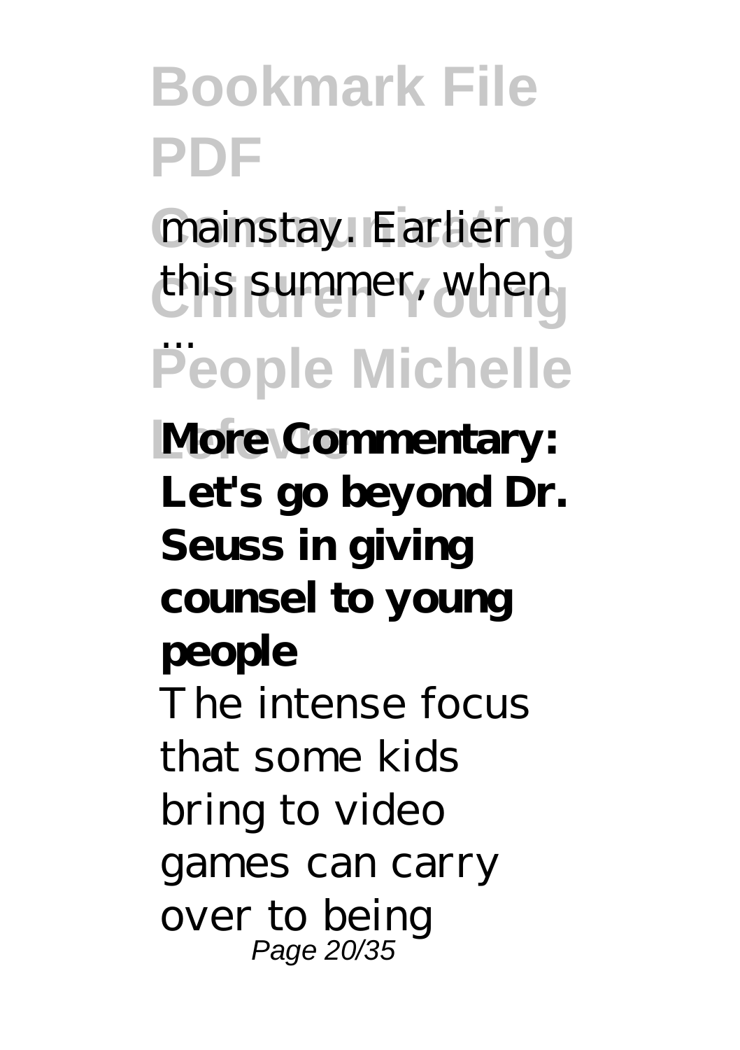mainstay. Earlier this summer, when ...

**More Commentary: Let's go beyond Dr. Seuss in giving counsel to young people**

The intense focus that some kids bring to video games can carry over to being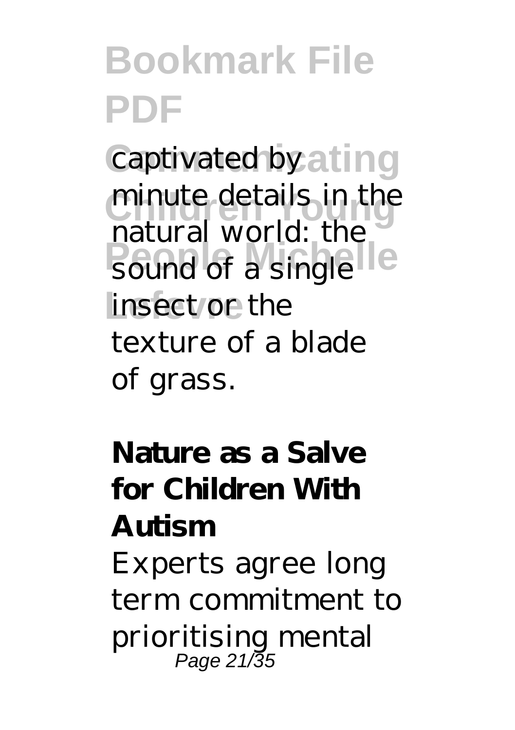captivated by minute details in the natural world: the sound of a single insect or the texture of a blade of grass.

**Nature as a Salve for Children With Autism**

Experts agree long term commitment to prioritising mental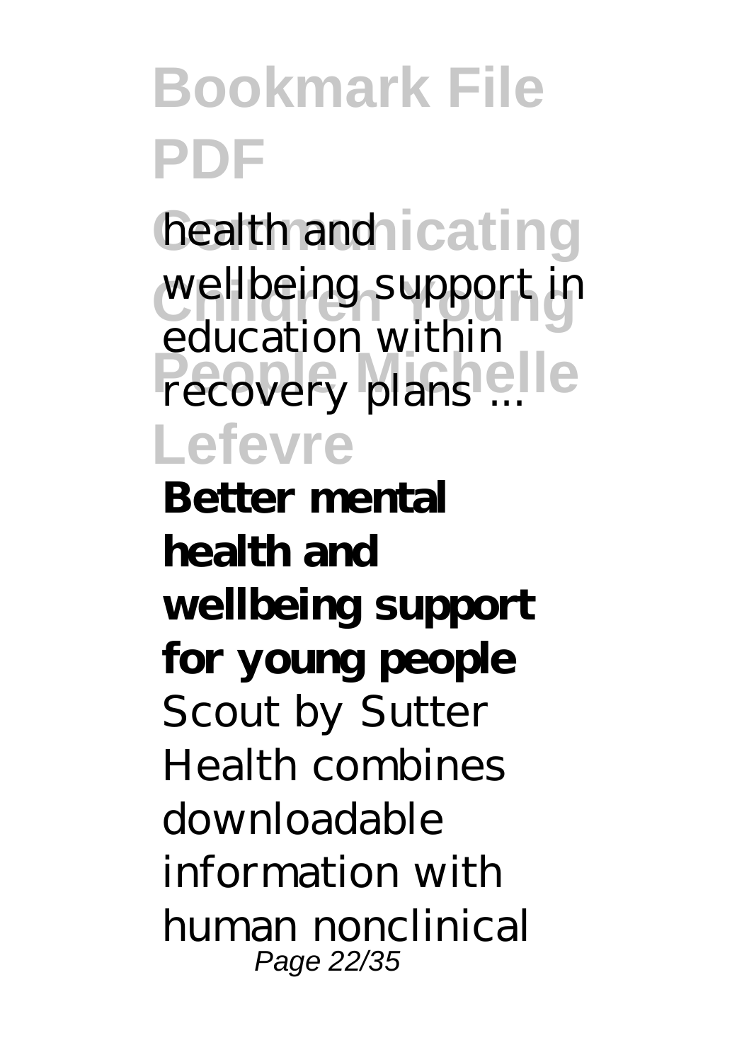health and wellbeing support in education within recovery plans ...

**Better mental health and wellbeing support for young people**

Scout by Sutter Health combines downloadable information with human nonclinical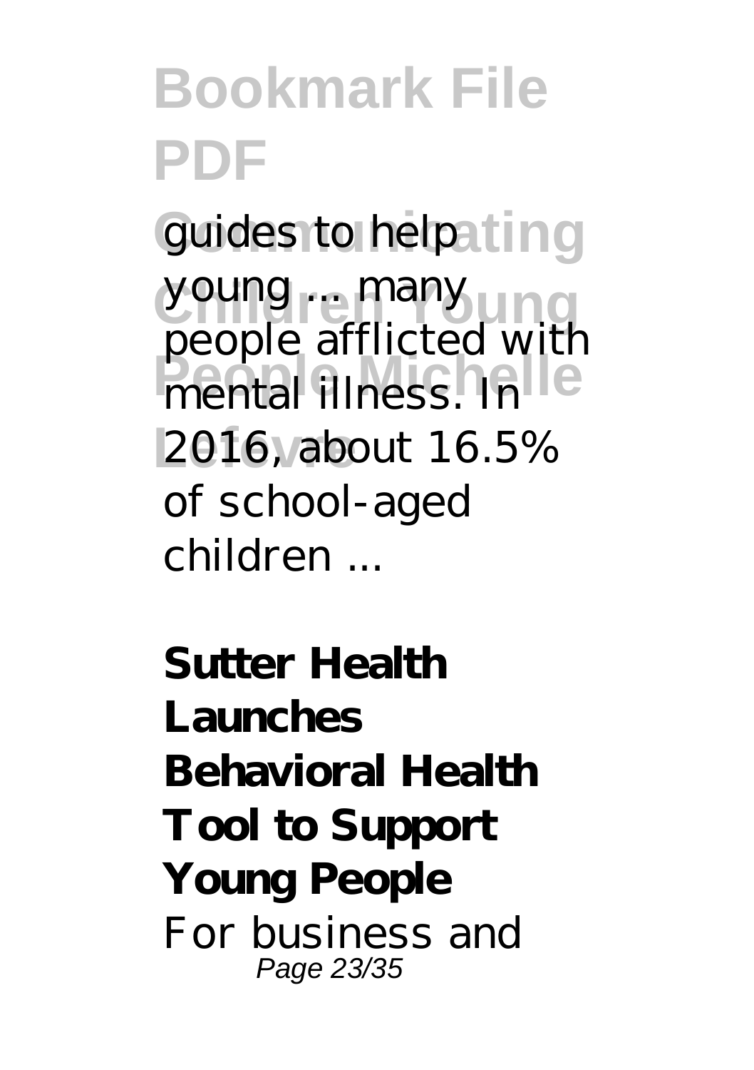guides to help young ... many people afflicted with mental illness. In 2016, about 16.5% of school-aged children ...

**Sutter Health Launches Behavioral Health Tool to Support Young People**

For business and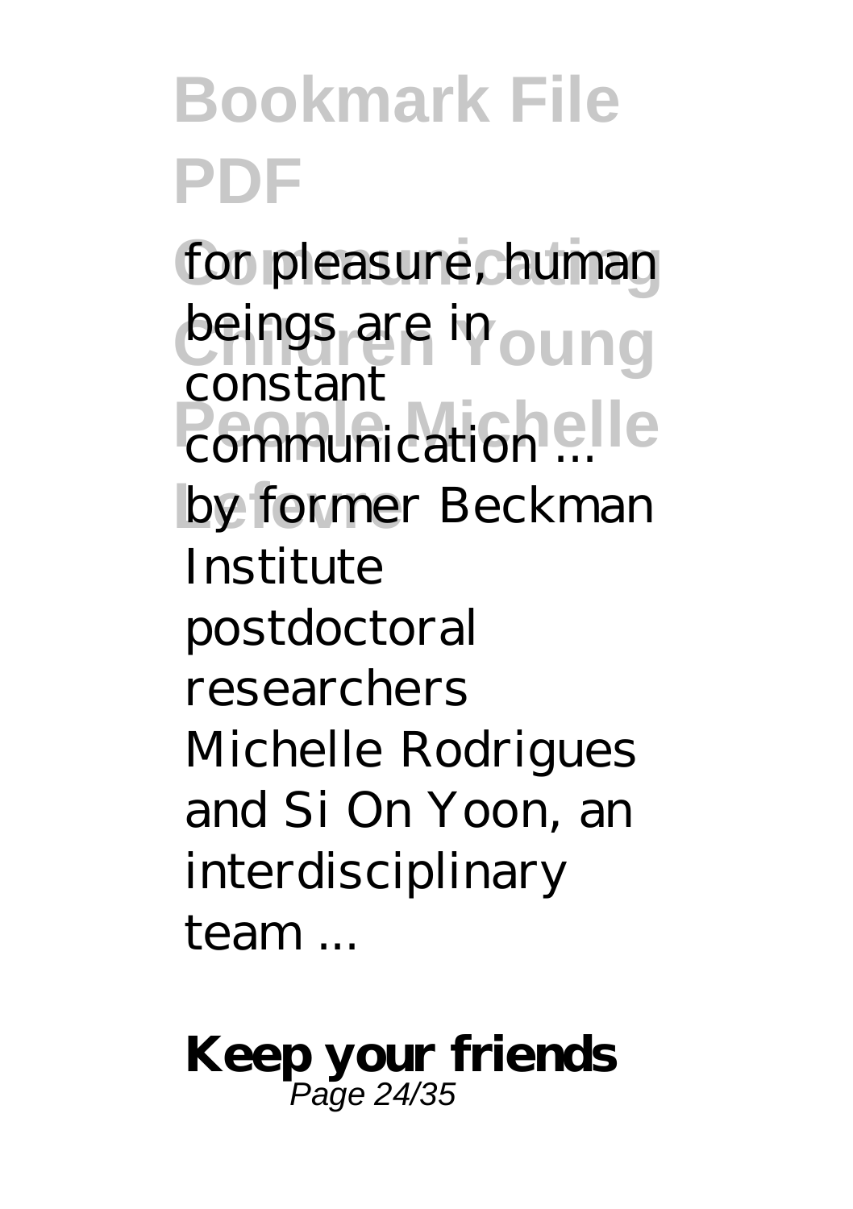for pleasure, human beings are in constant communication ... by former Beckman Institute postdoctoral researchers Michelle Rodrigues and Si On Yoon, an interdisciplinary team ...

**Keep your friends**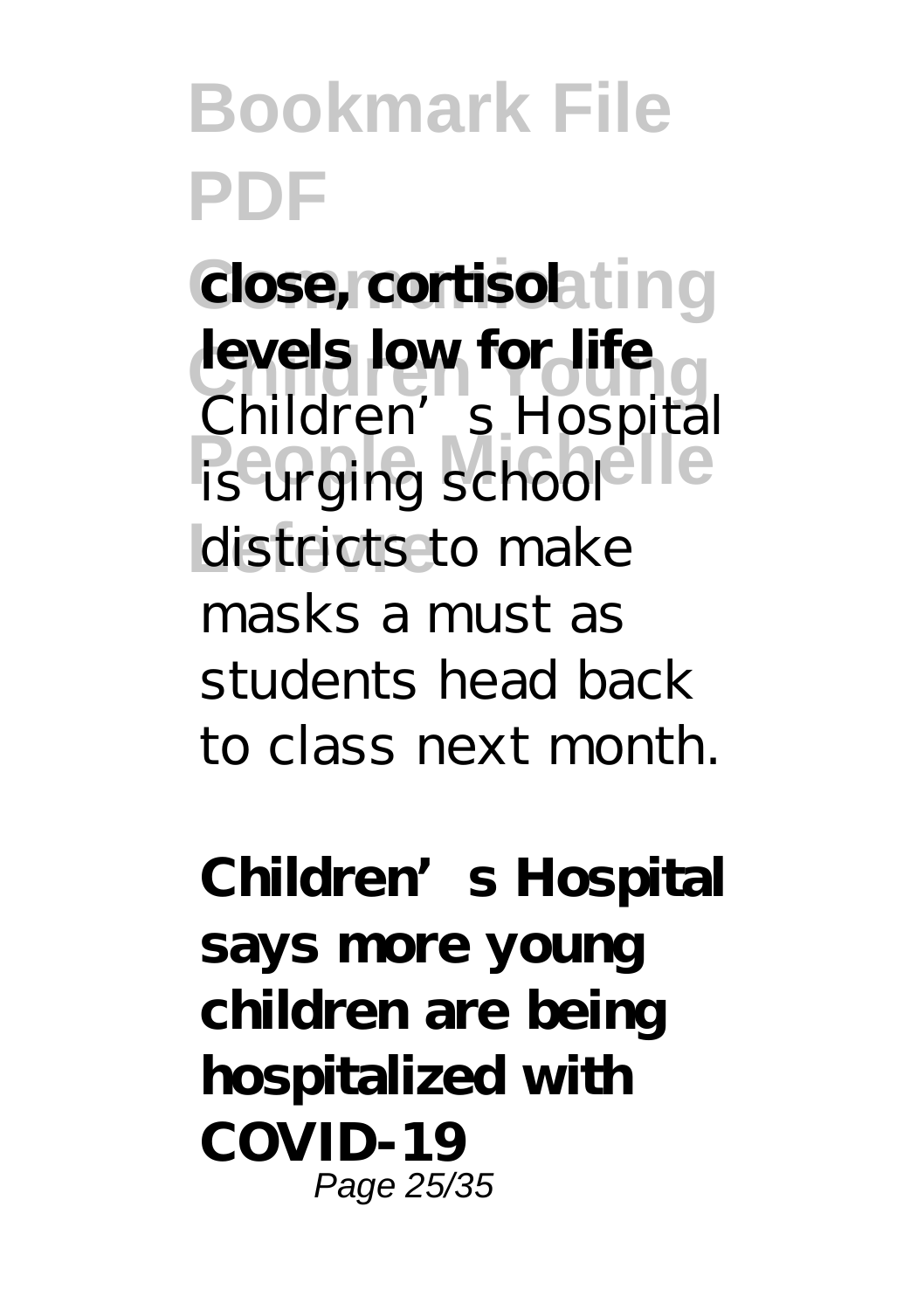**close, cortisol levels low for life**

Children’s Hospital is urging school districts to make masks a must as students head back to class next month.

**Children’s Hospital says more young children are being hospitalized with COVID-19**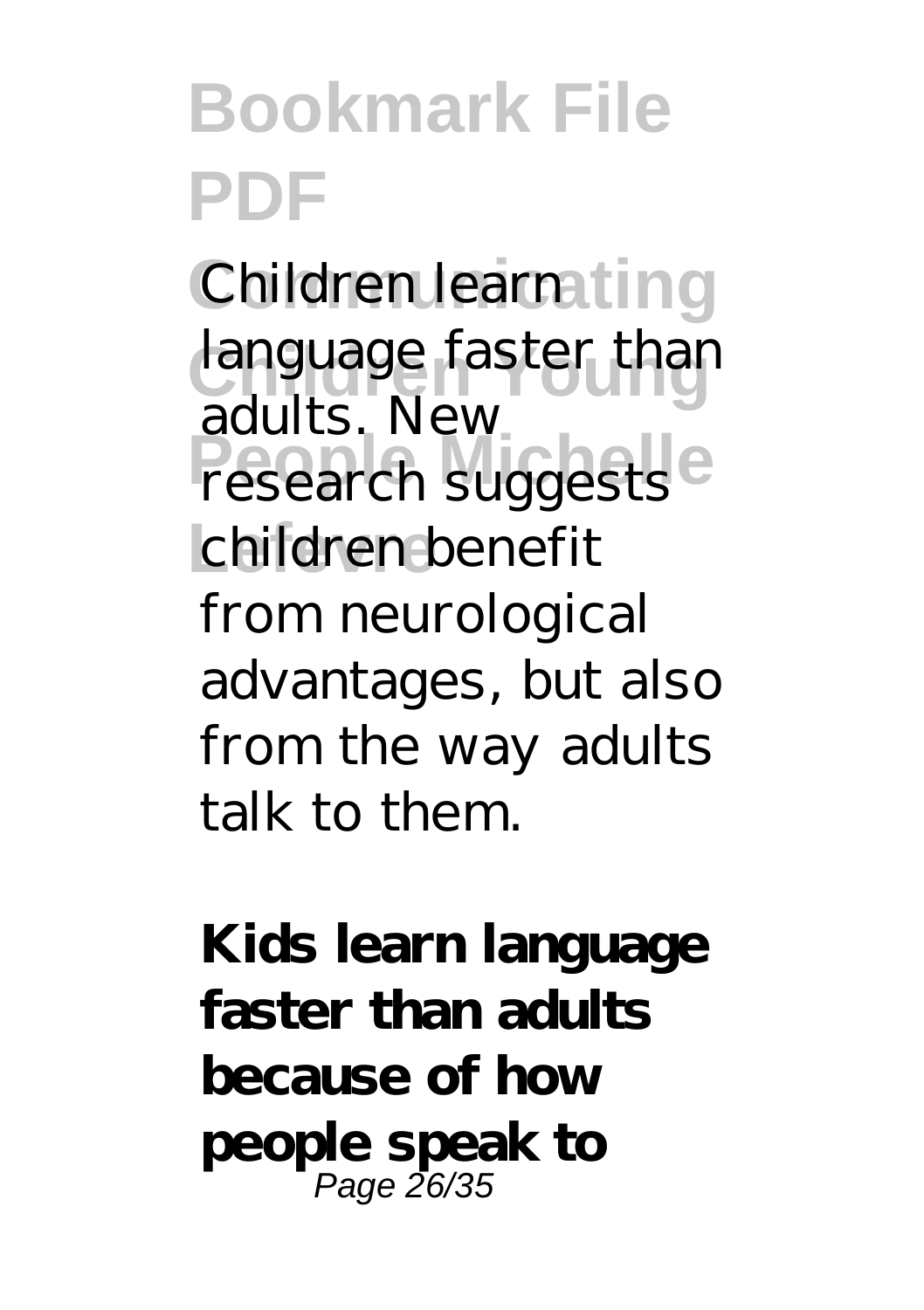Children learn language faster than adults. New research suggests children benefit from neurological advantages, but also from the way adults talk to them.

**Kids learn language faster than adults because of how people speak to**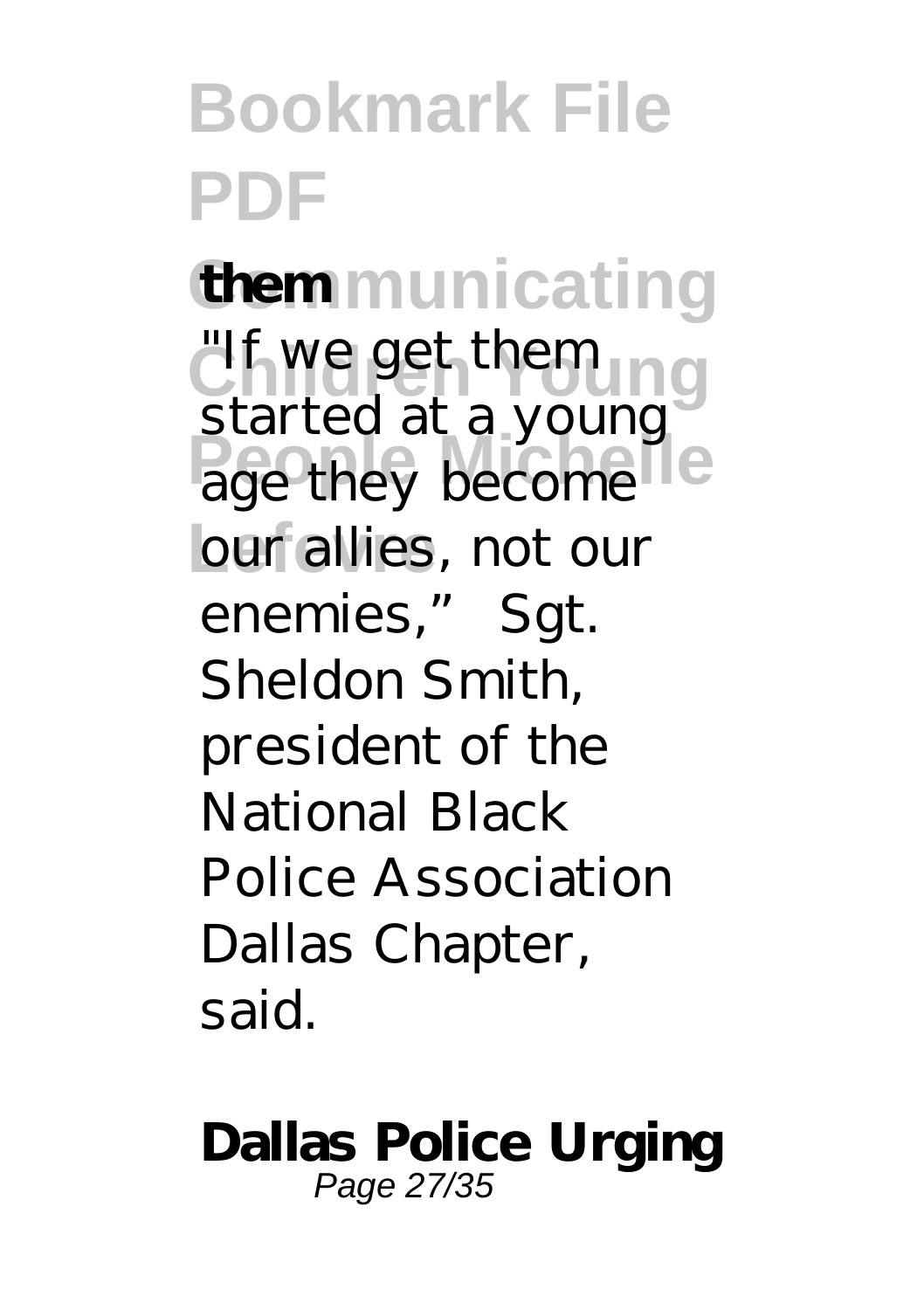**them**

"If we get them started at a young age they become our allies, not our enemies," Sgt. Sheldon Smith, president of the National Black Police Association Dallas Chapter, said.

**Dallas Police Urging**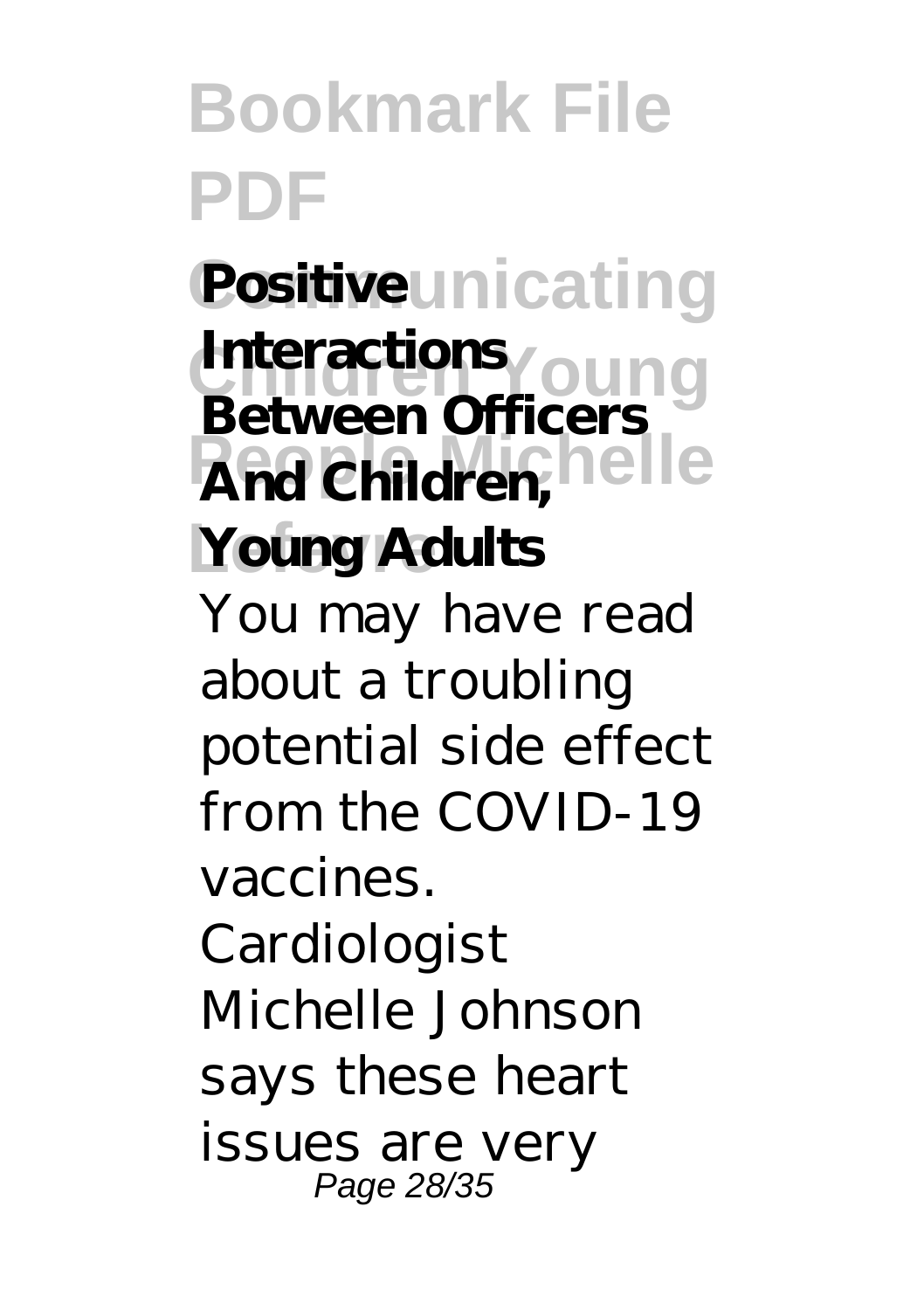**Positive Interactions Between Officers And Children, Young Adults**

You may have read about a troubling potential side effect from the COVID-19 vaccines. Cardiologist Michelle Johnson says these heart issues are very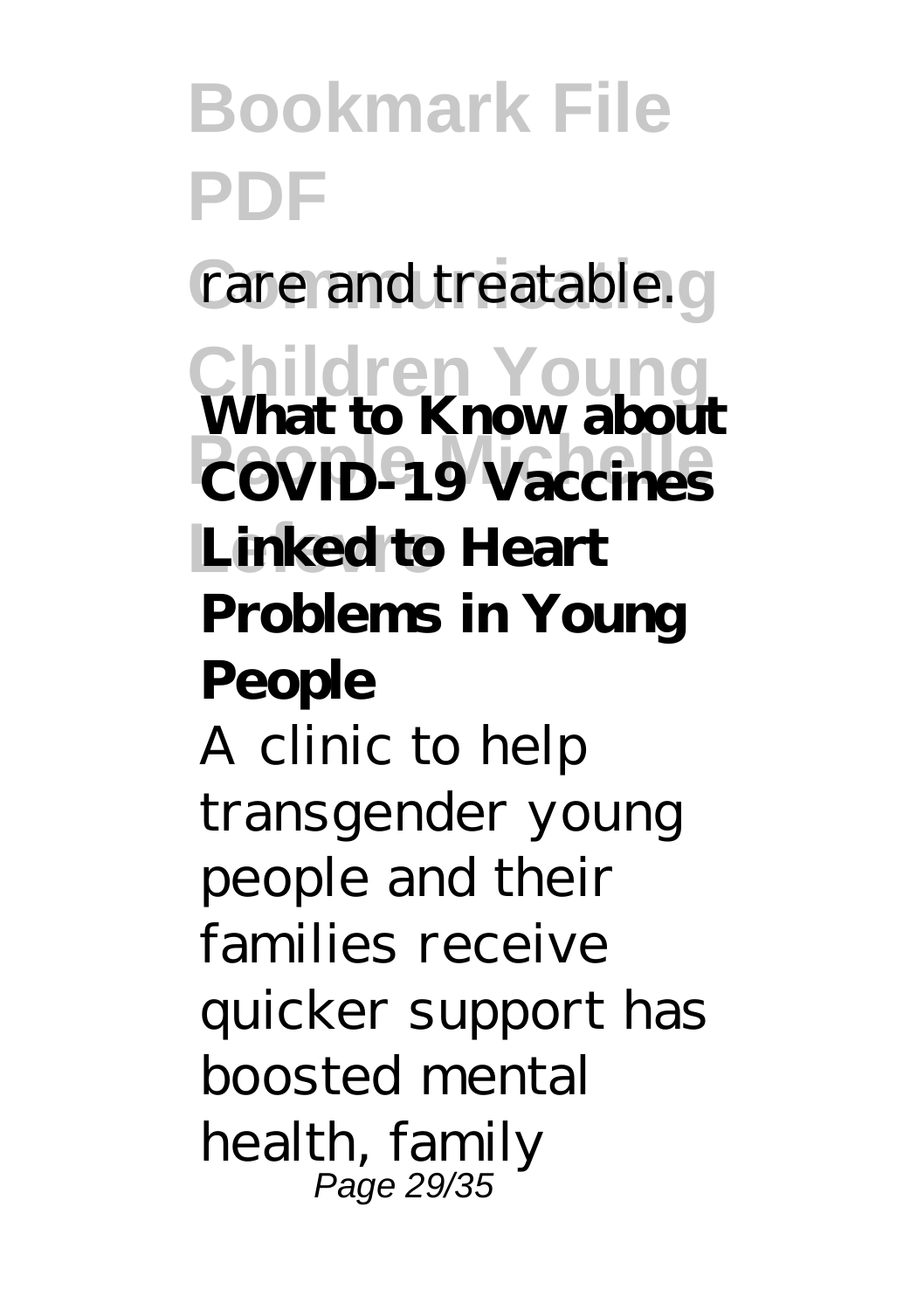rare and treatable.

**What to Know about COVID-19 Vaccines Linked to Heart Problems in Young People**

A clinic to help transgender young people and their families receive quicker support has boosted mental health, family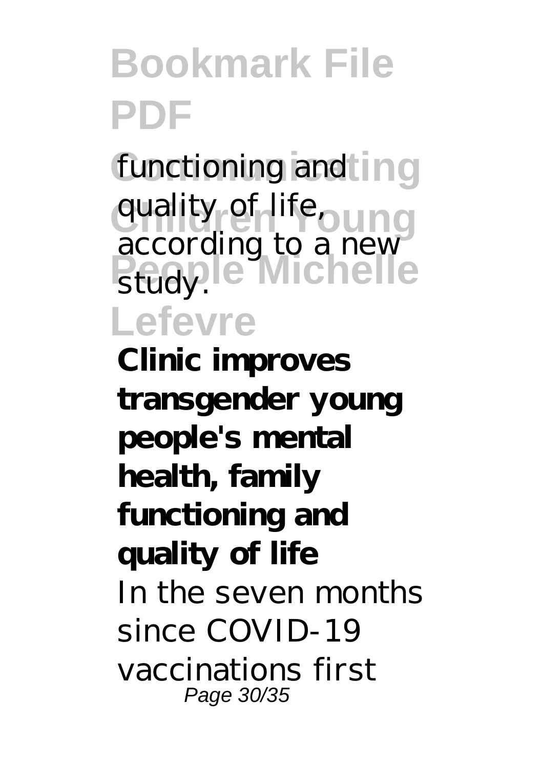functioning and quality of life, according to a new study.

**Clinic improves transgender young people's mental health, family functioning and quality of life**

In the seven months since COVID-19 vaccinations first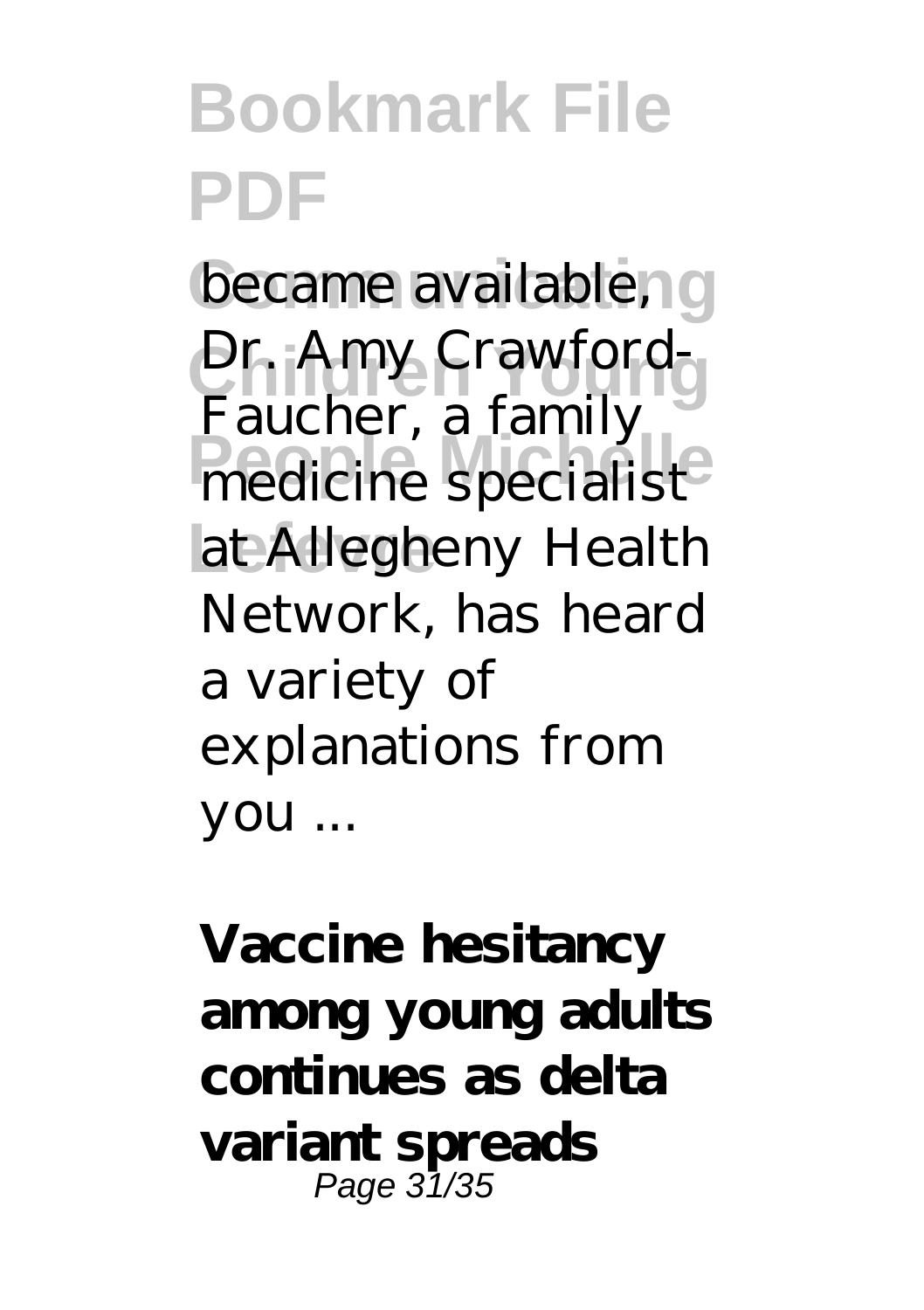became available, Dr. Amy Crawford-Faucher, a family medicine specialist at Allegheny Health Network, has heard a variety of explanations from you ...

**Vaccine hesitancy among young adults continues as delta variant spreads**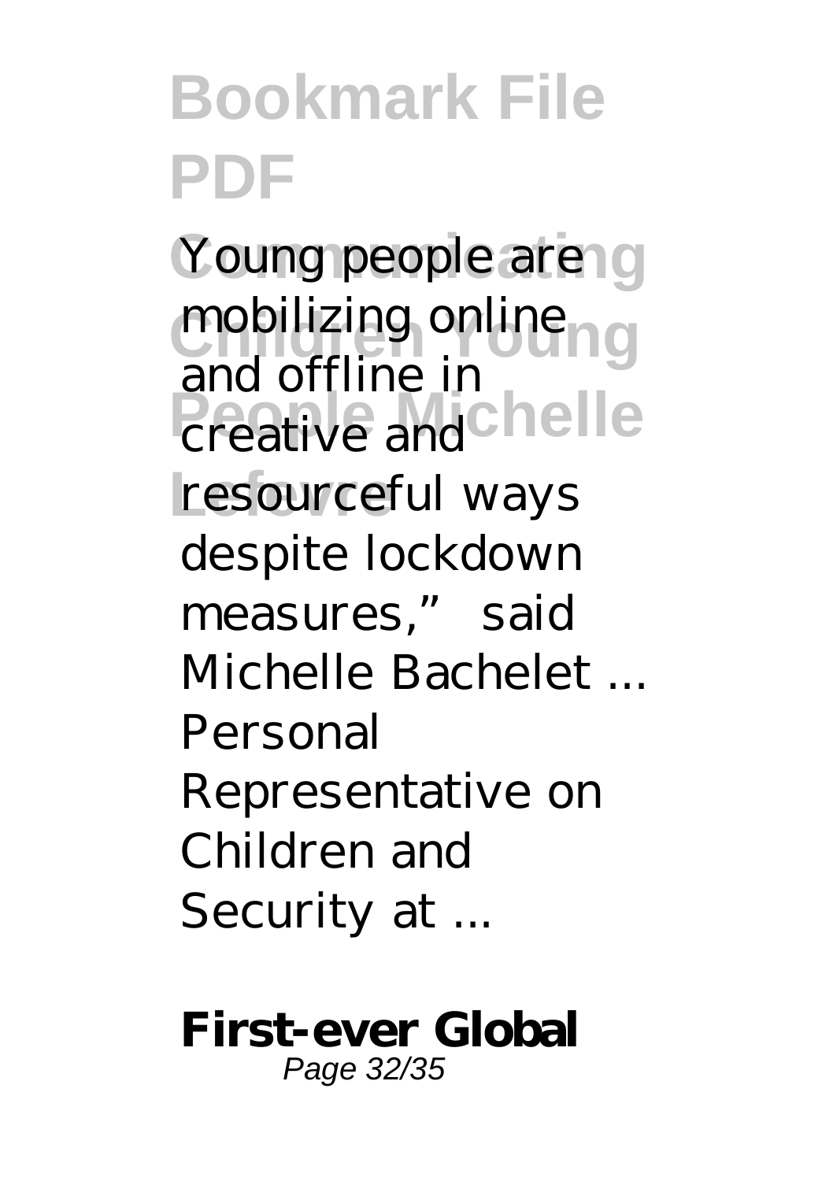Young people are mobilizing online and offline in creative and resourceful ways despite lockdown measures," said Michelle Bachelet ... Personal Representative on Children and Security at ...

**First-ever Global**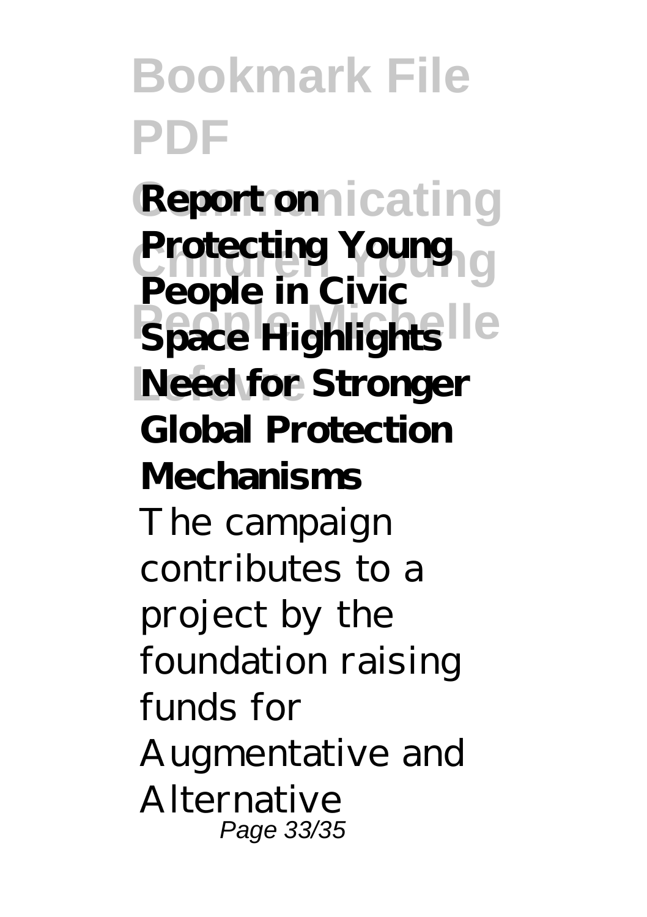**Report on Protecting Young People in Civic Space Highlights Need for Stronger Global Protection Mechanisms**

The campaign contributes to a project by the foundation raising funds for Augmentative and Alternative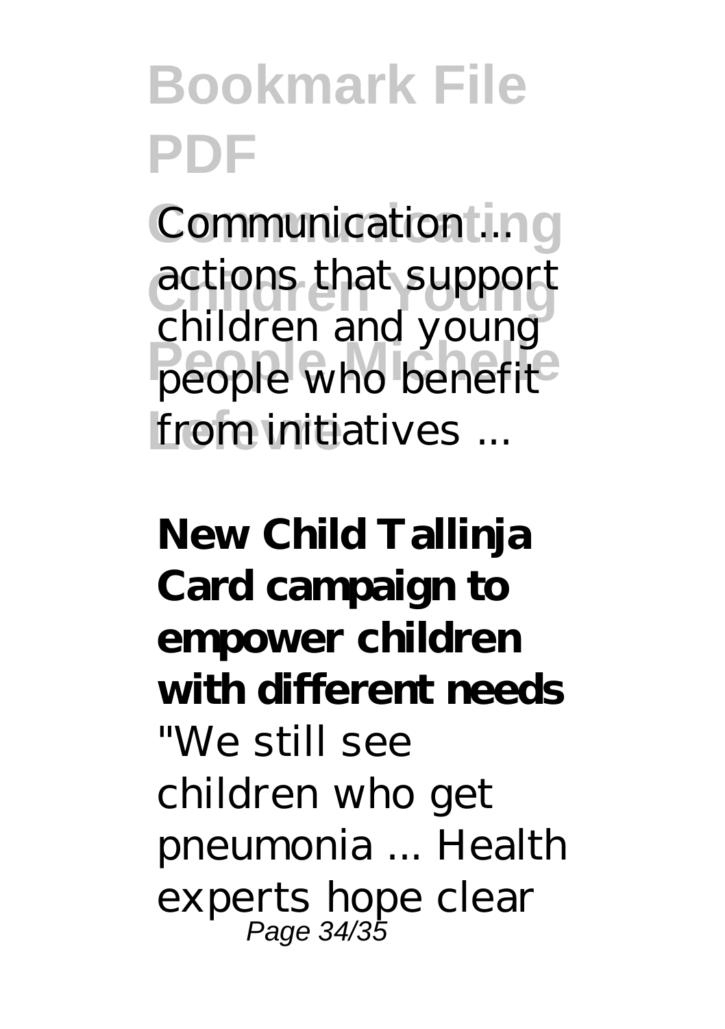Communication ... actions that support children and young people who benefit from initiatives ...

**New Child Tallinja Card campaign to empower children with different needs**

"We still see children who get pneumonia ... Health experts hope clear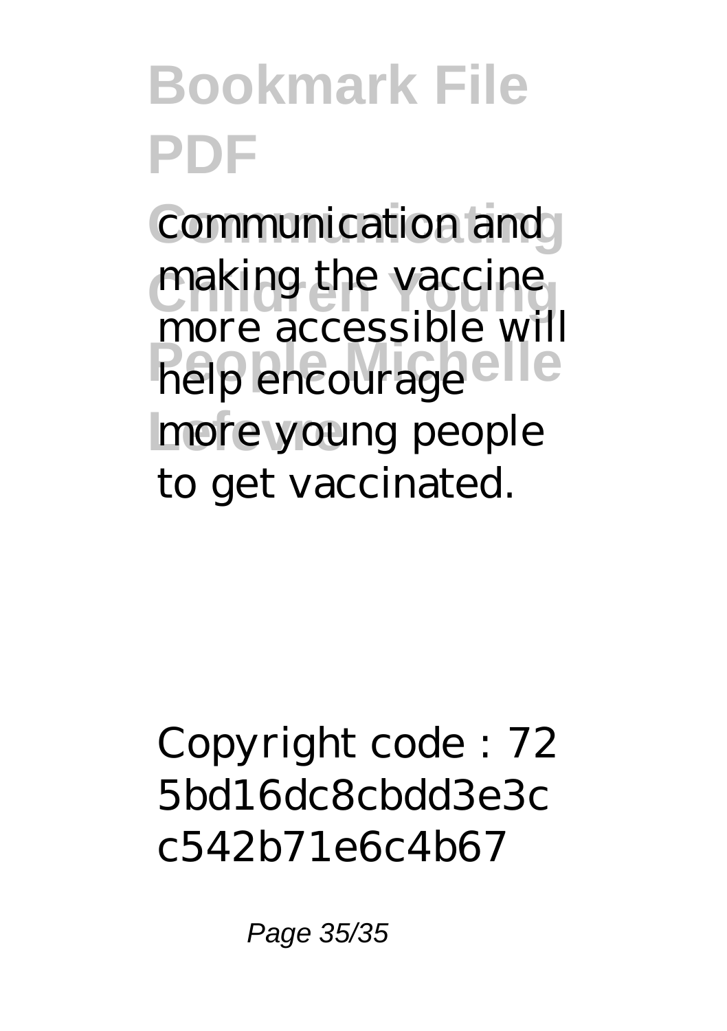communication and making the vaccine more accessible will help encourage more young people to get vaccinated.

Copyright code : 725bd16dc8cbdd3e3cc542b71e6c4b67